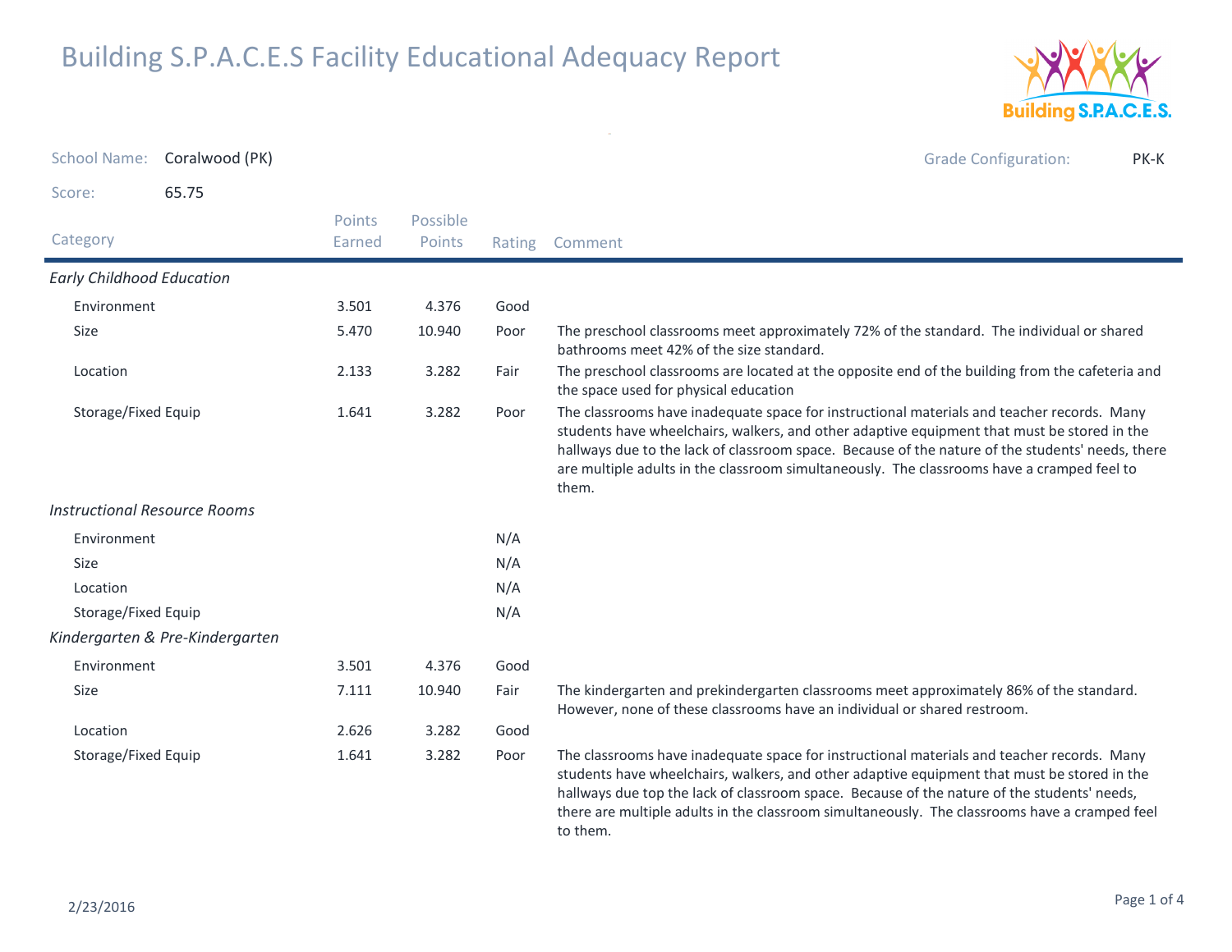# Building S.P.A.C.E.S Facility Educational Adequacy Report

School Name: Coralwood (PK)

Grade Configuration: PK-K

Score: 65.75

| Category | Points Earned | Possible Points | Rating | Comment |
|---|---|---|---|---|
| ***Early Childhood Education*** | | | | |
| Environment | 3.501 | 4.376 | Good | |
| Size | 5.470 | 10.940 | Poor | The preschool classrooms meet approximately 72% of the standard. The individual or shared bathrooms meet 42% of the size standard. |
| Location | 2.133 | 3.282 | Fair | The preschool classrooms are located at the opposite end of the building from the cafeteria and the space used for physical education |
| Storage/Fixed Equip | 1.641 | 3.282 | Poor | The classrooms have inadequate space for instructional materials and teacher records. Many students have wheelchairs, walkers, and other adaptive equipment that must be stored in the hallways due to the lack of classroom space. Because of the nature of the students' needs, there are multiple adults in the classroom simultaneously. The classrooms have a cramped feel to them. |
| ***Instructional Resource Rooms*** | | | | |
| Environment | | | N/A | |
| Size | | | N/A | |
| Location | | | N/A | |
| Storage/Fixed Equip | | | N/A | |
| ***Kindergarten & Pre-Kindergarten*** | | | | |
| Environment | 3.501 | 4.376 | Good | |
| Size | 7.111 | 10.940 | Fair | The kindergarten and prekindergarten classrooms meet approximately 86% of the standard. However, none of these classrooms have an individual or shared restroom. |
| Location | 2.626 | 3.282 | Good | |
| Storage/Fixed Equip | 1.641 | 3.282 | Poor | The classrooms have inadequate space for instructional materials and teacher records. Many students have wheelchairs, walkers, and other adaptive equipment that must be stored in the hallways due top the lack of classroom space. Because of the nature of the students' needs, there are multiple adults in the classroom simultaneously. The classrooms have a cramped feel to them. |

2/23/2016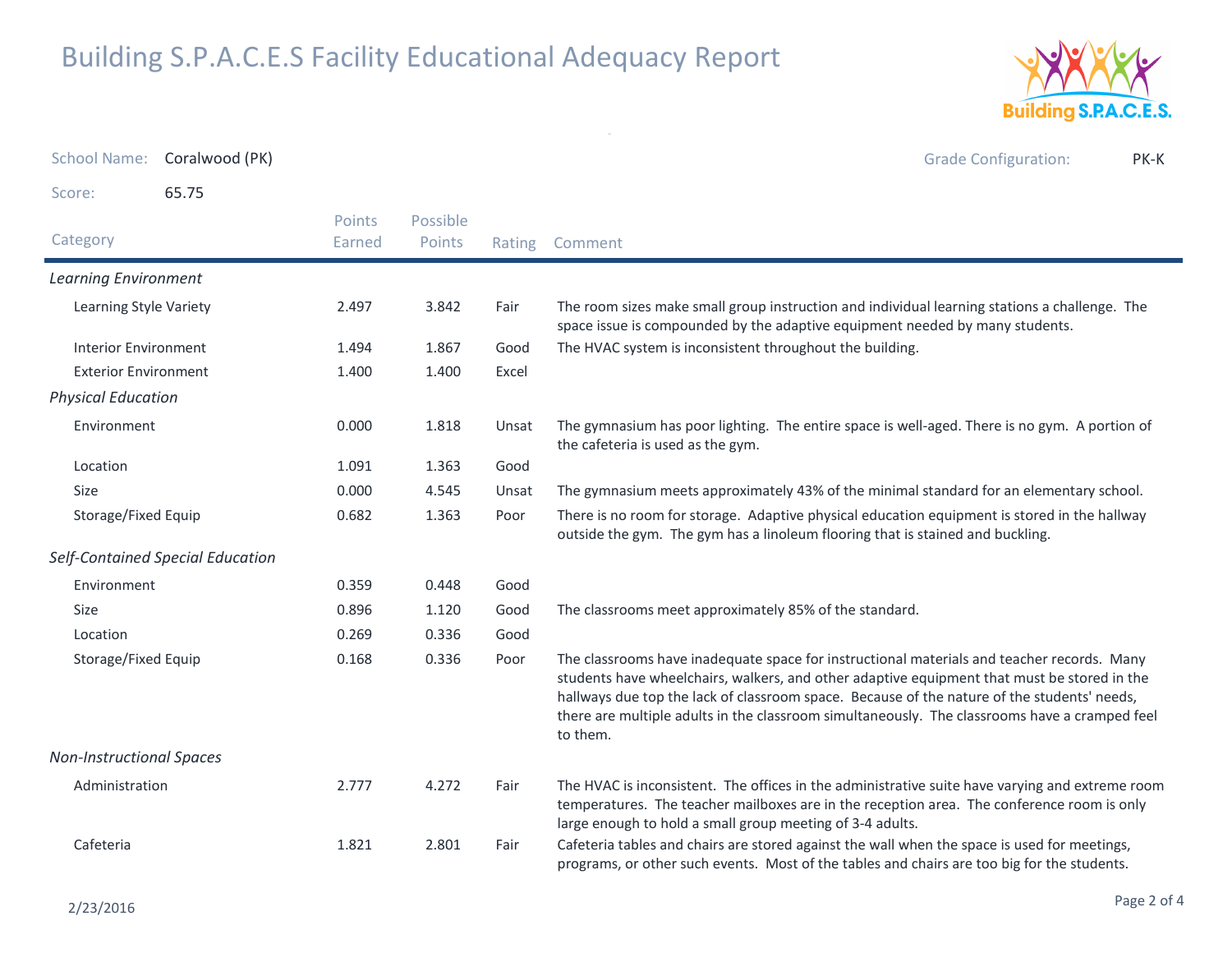# Building S.P.A.C.E.S Facility Educational Adequacy Report

**School Name:** Coralwood (PK)

**Grade Configuration:** PK-K

**Score:** 65.75

| Category | Points Earned | Possible Points | Rating | Comment |
|---|---|---|---|---|
| ***Learning Environment*** | | | | |
| Learning Style Variety | 2.497 | 3.842 | Fair | The room sizes make small group instruction and individual learning stations a challenge. The space issue is compounded by the adaptive equipment needed by many students. |
| Interior Environment | 1.494 | 1.867 | Good | The HVAC system is inconsistent throughout the building. |
| Exterior Environment | 1.400 | 1.400 | Excel | |
| ***Physical Education*** | | | | |
| Environment | 0.000 | 1.818 | Unsat | The gymnasium has poor lighting. The entire space is well-aged. There is no gym. A portion of the cafeteria is used as the gym. |
| Location | 1.091 | 1.363 | Good | |
| Size | 0.000 | 4.545 | Unsat | The gymnasium meets approximately 43% of the minimal standard for an elementary school. |
| Storage/Fixed Equip | 0.682 | 1.363 | Poor | There is no room for storage. Adaptive physical education equipment is stored in the hallway outside the gym. The gym has a linoleum flooring that is stained and buckling. |
| ***Self-Contained Special Education*** | | | | |
| Environment | 0.359 | 0.448 | Good | |
| Size | 0.896 | 1.120 | Good | The classrooms meet approximately 85% of the standard. |
| Location | 0.269 | 0.336 | Good | |
| Storage/Fixed Equip | 0.168 | 0.336 | Poor | The classrooms have inadequate space for instructional materials and teacher records. Many students have wheelchairs, walkers, and other adaptive equipment that must be stored in the hallways due top the lack of classroom space. Because of the nature of the students' needs, there are multiple adults in the classroom simultaneously. The classrooms have a cramped feel to them. |
| ***Non-Instructional Spaces*** | | | | |
| Administration | 2.777 | 4.272 | Fair | The HVAC is inconsistent. The offices in the administrative suite have varying and extreme room temperatures. The teacher mailboxes are in the reception area. The conference room is only large enough to hold a small group meeting of 3-4 adults. |
| Cafeteria | 1.821 | 2.801 | Fair | Cafeteria tables and chairs are stored against the wall when the space is used for meetings, programs, or other such events. Most of the tables and chairs are too big for the students. |

2/23/2016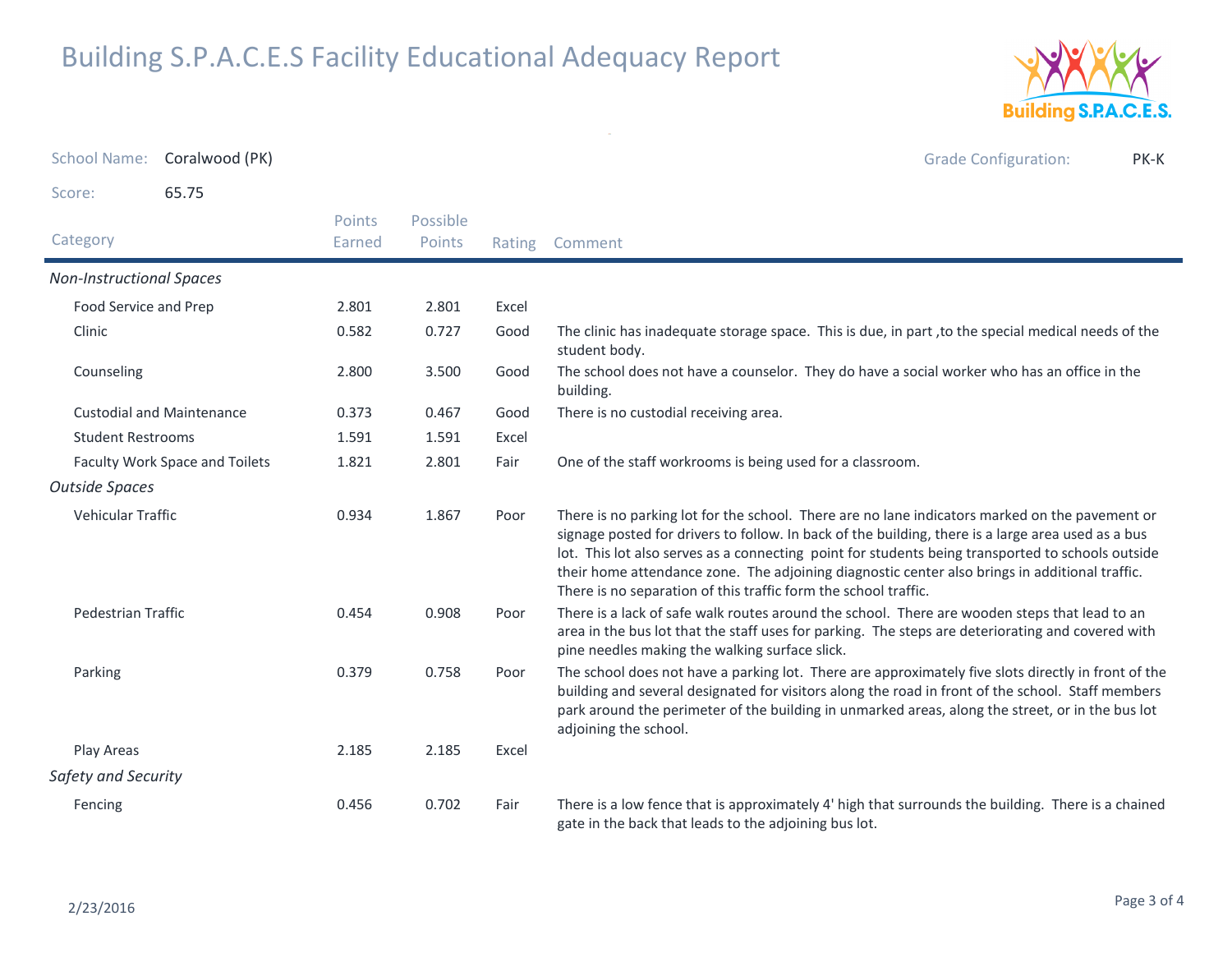# Building S.P.A.C.E.S Facility Educational Adequacy Report

School Name: Coralwood (PK)

Grade Configuration: PK-K

Score: 65.75

| Category | Points Earned | Possible Points | Rating | Comment |
|---|---|---|---|---|
| ***Non-Instructional Spaces*** | | | | |
| Food Service and Prep | 2.801 | 2.801 | Excel | |
| Clinic | 0.582 | 0.727 | Good | The clinic has inadequate storage space. This is due, in part ,to the special medical needs of the student body. |
| Counseling | 2.800 | 3.500 | Good | The school does not have a counselor. They do have a social worker who has an office in the building. |
| Custodial and Maintenance | 0.373 | 0.467 | Good | There is no custodial receiving area. |
| Student Restrooms | 1.591 | 1.591 | Excel | |
| Faculty Work Space and Toilets | 1.821 | 2.801 | Fair | One of the staff workrooms is being used for a classroom. |
| ***Outside Spaces*** | | | | |
| Vehicular Traffic | 0.934 | 1.867 | Poor | There is no parking lot for the school. There are no lane indicators marked on the pavement or signage posted for drivers to follow. In back of the building, there is a large area used as a bus lot. This lot also serves as a connecting point for students being transported to schools outside their home attendance zone. The adjoining diagnostic center also brings in additional traffic. There is no separation of this traffic form the school traffic. |
| Pedestrian Traffic | 0.454 | 0.908 | Poor | There is a lack of safe walk routes around the school. There are wooden steps that lead to an area in the bus lot that the staff uses for parking. The steps are deteriorating and covered with pine needles making the walking surface slick. |
| Parking | 0.379 | 0.758 | Poor | The school does not have a parking lot. There are approximately five slots directly in front of the building and several designated for visitors along the road in front of the school. Staff members park around the perimeter of the building in unmarked areas, along the street, or in the bus lot adjoining the school. |
| Play Areas | 2.185 | 2.185 | Excel | |
| ***Safety and Security*** | | | | |
| Fencing | 0.456 | 0.702 | Fair | There is a low fence that is approximately 4' high that surrounds the building. There is a chained gate in the back that leads to the adjoining bus lot. |

2/23/2016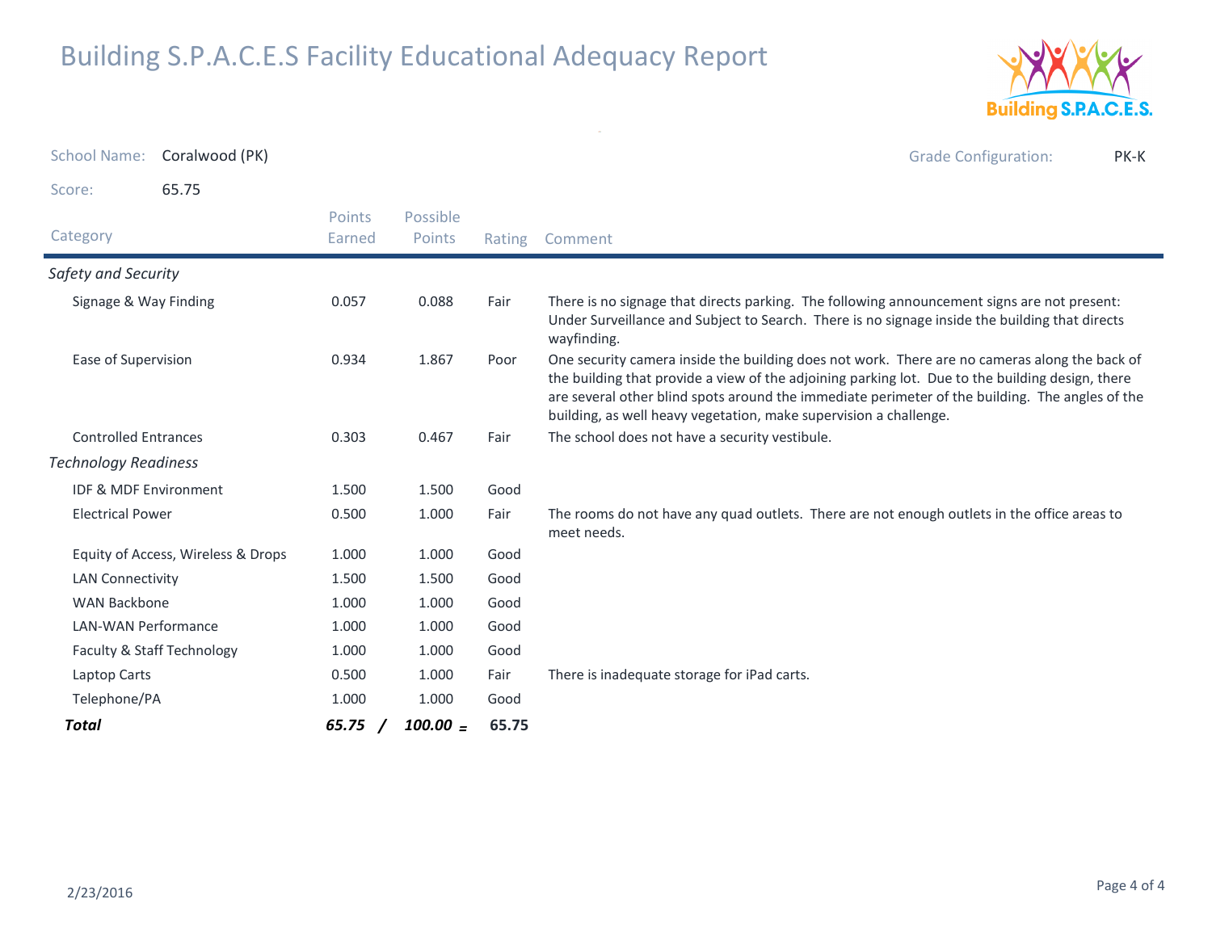# Building S.P.A.C.E.S Facility Educational Adequacy Report

School Name: Coralwood (PK)

Grade Configuration: PK-K

Score: 65.75

| Category | Points Earned | Possible Points | Rating | Comment |
|---|---|---|---|---|
| *Safety and Security* | | | | |
| Signage & Way Finding | 0.057 | 0.088 | Fair | There is no signage that directs parking. The following announcement signs are not present: Under Surveillance and Subject to Search. There is no signage inside the building that directs wayfinding. |
| Ease of Supervision | 0.934 | 1.867 | Poor | One security camera inside the building does not work. There are no cameras along the back of the building that provide a view of the adjoining parking lot. Due to the building design, there are several other blind spots around the immediate perimeter of the building. The angles of the building, as well heavy vegetation, make supervision a challenge. |
| Controlled Entrances | 0.303 | 0.467 | Fair | The school does not have a security vestibule. |
| *Technology Readiness* | | | | |
| IDF & MDF Environment | 1.500 | 1.500 | Good | |
| Electrical Power | 0.500 | 1.000 | Fair | The rooms do not have any quad outlets. There are not enough outlets in the office areas to meet needs. |
| Equity of Access, Wireless & Drops | 1.000 | 1.000 | Good | |
| LAN Connectivity | 1.500 | 1.500 | Good | |
| WAN Backbone | 1.000 | 1.000 | Good | |
| LAN-WAN Performance | 1.000 | 1.000 | Good | |
| Faculty & Staff Technology | 1.000 | 1.000 | Good | |
| Laptop Carts | 0.500 | 1.000 | Fair | There is inadequate storage for iPad carts. |
| Telephone/PA | 1.000 | 1.000 | Good | |
| ***Total*** | ***65.75 /*** | ***100.00 =*** | **65.75** | |

2/23/2016